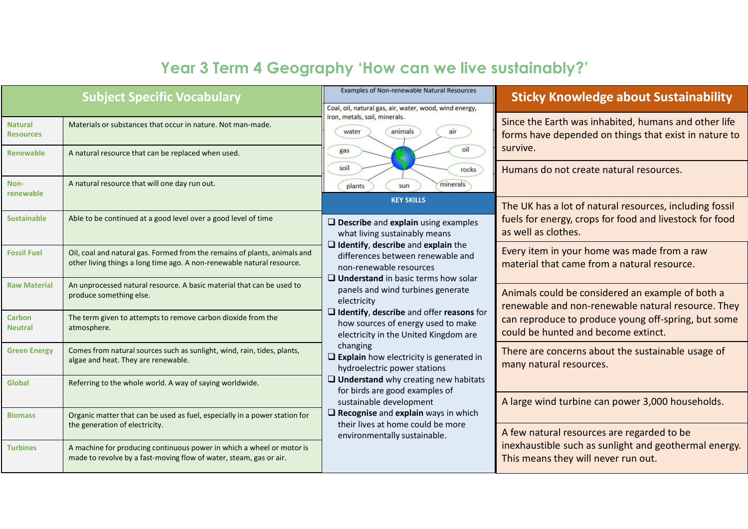# Year 3 Term 4 Geography 'How can we live sustainably?'

## Subject Specific Vocabulary

| Term | Definition |
|---|---|
| **Natural Resources** | Materials or substances that occur in nature. Not man-made. |
| **Renewable** | A natural resource that can be replaced when used. |
| **Non-renewable** | A natural resource that will one day run out. |
| **Sustainable** | Able to be continued at a good level over a good level of time |
| **Fossil Fuel** | Oil, coal and natural gas. Formed from the remains of plants, animals and other living things a long time ago. A non-renewable natural resource. |
| **Raw Material** | An unprocessed natural resource. A basic material that can be used to produce something else. |
| **Carbon Neutral** | The term given to attempts to remove carbon dioxide from the atmosphere. |
| **Green Energy** | Comes from natural sources such as sunlight, wind, rain, tides, plants, algae and heat. They are renewable. |
| **Global** | Referring to the whole world. A way of saying worldwide. |
| **Biomass** | Organic matter that can be used as fuel, especially in a power station for the generation of electricity. |
| **Turbines** | A machine for producing continuous power in which a wheel or motor is made to revolve by a fast-moving flow of water, steam, gas or air. |

## Examples of Non-renewable Natural Resources

Coal, oil, natural gas, air, water, wood, wind energy, iron, metals, soil, minerals.

water, animals, air, gas, oil, soil, rocks, plants, sun, minerals

## KEY SKILLS

- ❑ **Describe** and **explain** using examples what living sustainably means
- ❑ **Identify**, **describe** and **explain** the differences between renewable and non-renewable resources
- ❑ **Understand** in basic terms how solar panels and wind turbines generate electricity
- ❑ **Identify**, **describe** and offer **reasons** for how sources of energy used to make electricity in the United Kingdom are changing
- ❑ **Explain** how electricity is generated in hydroelectric power stations
- ❑ **Understand** why creating new habitats for birds are good examples of sustainable development
- ❑ **Recognise** and **explain** ways in which their lives at home could be more environmentally sustainable.

## Sticky Knowledge about Sustainability

- Since the Earth was inhabited, humans and other life forms have depended on things that exist in nature to survive.
- Humans do not create natural resources.
- The UK has a lot of natural resources, including fossil fuels for energy, crops for food and livestock for food as well as clothes.
- Every item in your home was made from a raw material that came from a natural resource.
- Animals could be considered an example of both a renewable and non-renewable natural resource. They can reproduce to produce young off-spring, but some could be hunted and become extinct.
- There are concerns about the sustainable usage of many natural resources.
- A large wind turbine can power 3,000 households.
- A few natural resources are regarded to be inexhaustible such as sunlight and geothermal energy. This means they will never run out.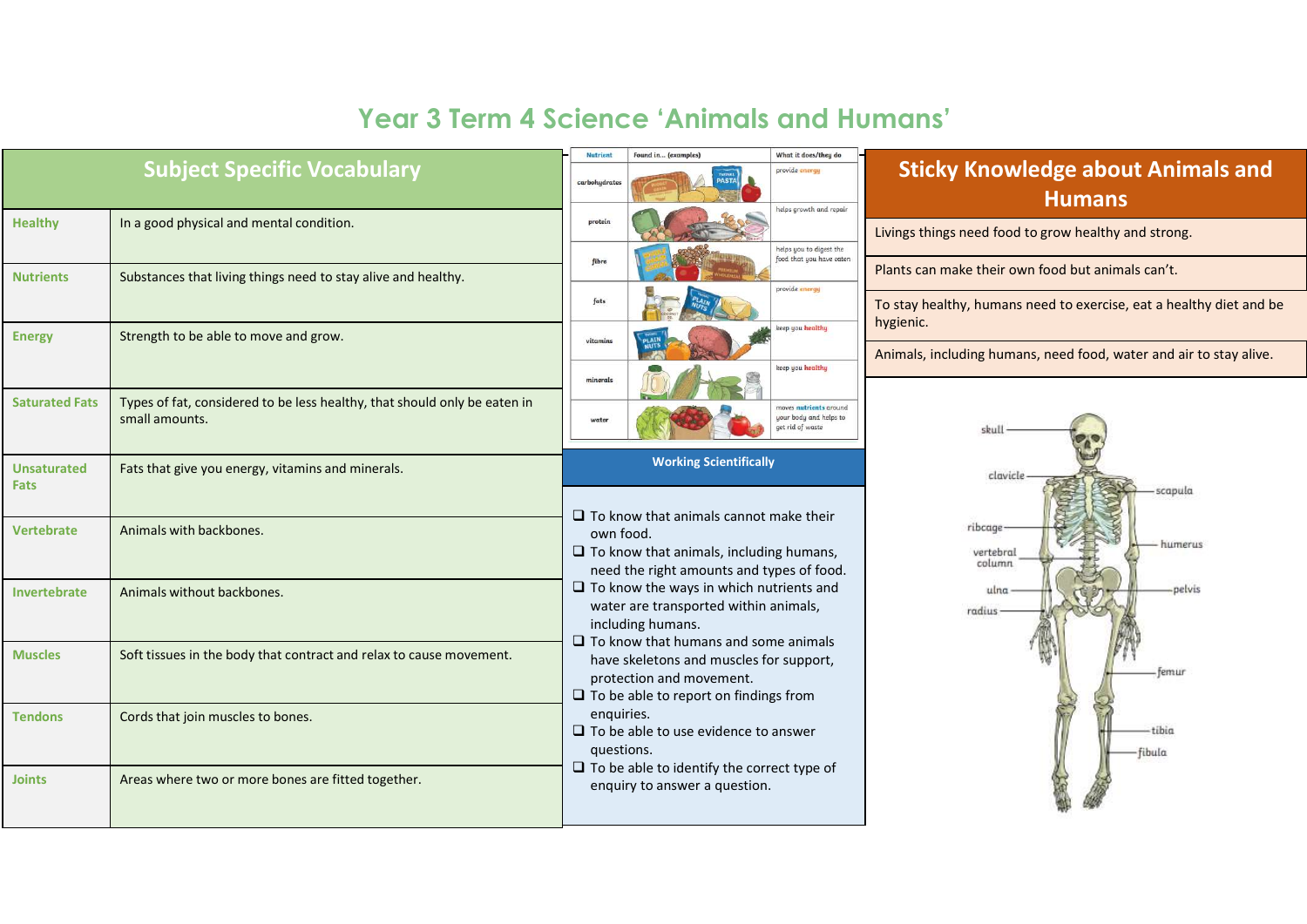# Year 3 Term 4 Science 'Animals and Humans'

## Subject Specific Vocabulary

| | |
|---|---|
| **Healthy** | In a good physical and mental condition. |
| **Nutrients** | Substances that living things need to stay alive and healthy. |
| **Energy** | Strength to be able to move and grow. |
| **Saturated Fats** | Types of fat, considered to be less healthy, that should only be eaten in small amounts. |
| **Unsaturated Fats** | Fats that give you energy, vitamins and minerals. |
| **Vertebrate** | Animals with backbones. |
| **Invertebrate** | Animals without backbones. |
| **Muscles** | Soft tissues in the body that contract and relax to cause movement. |
| **Tendons** | Cords that join muscles to bones. |
| **Joints** | Areas where two or more bones are fitted together. |

| Nutrient | Found in... (examples) | What it does/they do |
|---|---|---|
| carbohydrates | | provide energy |
| protein | | helps growth and repair |
| fibre | | helps you to digest the food that you have eaten |
| fats | | provide energy |
| vitamins | | keep you healthy |
| minerals | | keep you healthy |
| water | | moves nutrients around your body and helps to get rid of waste |

## Working Scientifically

- To know that animals cannot make their own food.
- To know that animals, including humans, need the right amounts and types of food.
- To know the ways in which nutrients and water are transported within animals, including humans.
- To know that humans and some animals have skeletons and muscles for support, protection and movement.
- To be able to report on findings from enquiries.
- To be able to use evidence to answer questions.
- To be able to identify the correct type of enquiry to answer a question.

## Sticky Knowledge about Animals and Humans

Livings things need food to grow healthy and strong.

Plants can make their own food but animals can't.

To stay healthy, humans need to exercise, eat a healthy diet and be hygienic.

Animals, including humans, need food, water and air to stay alive.

skull
clavicle
scapula
ribcage
humerus
vertebral column
ulna
pelvis
radius
femur
tibia
fibula